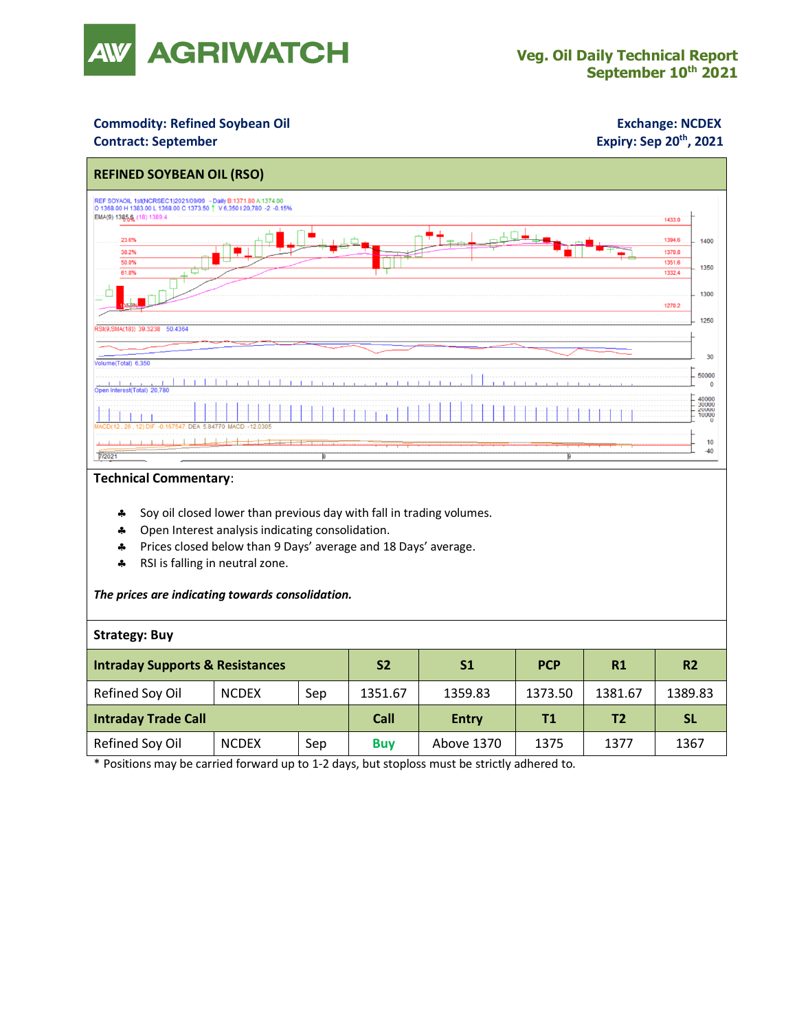# AGRIWATCH

**Veg. Oil Daily Technical Report**
**September 10th 2021**

**Commodity: Refined Soybean Oil**
**Contract: September**

**Exchange: NCDEX**
**Expiry: Sep 20th, 2021**

## REFINED SOYBEAN OIL (RSO)

**Technical Commentary**:

- Soy oil closed lower than previous day with fall in trading volumes.
- Open Interest analysis indicating consolidation.
- Prices closed below than 9 Days' average and 18 Days' average.
- RSI is falling in neutral zone.

***The prices are indicating towards consolidation.***

**Strategy: Buy**

| Intraday Supports & Resistances | | | S2 | S1 | PCP | R1 | R2 |
|---|---|---|---|---|---|---|---|
| Refined Soy Oil | NCDEX | Sep | 1351.67 | 1359.83 | 1373.50 | 1381.67 | 1389.83 |
| **Intraday Trade Call** | | | **Call** | **Entry** | **T1** | **T2** | **SL** |
| Refined Soy Oil | NCDEX | Sep | **Buy** | Above 1370 | 1375 | 1377 | 1367 |

\* Positions may be carried forward up to 1-2 days, but stoploss must be strictly adhered to.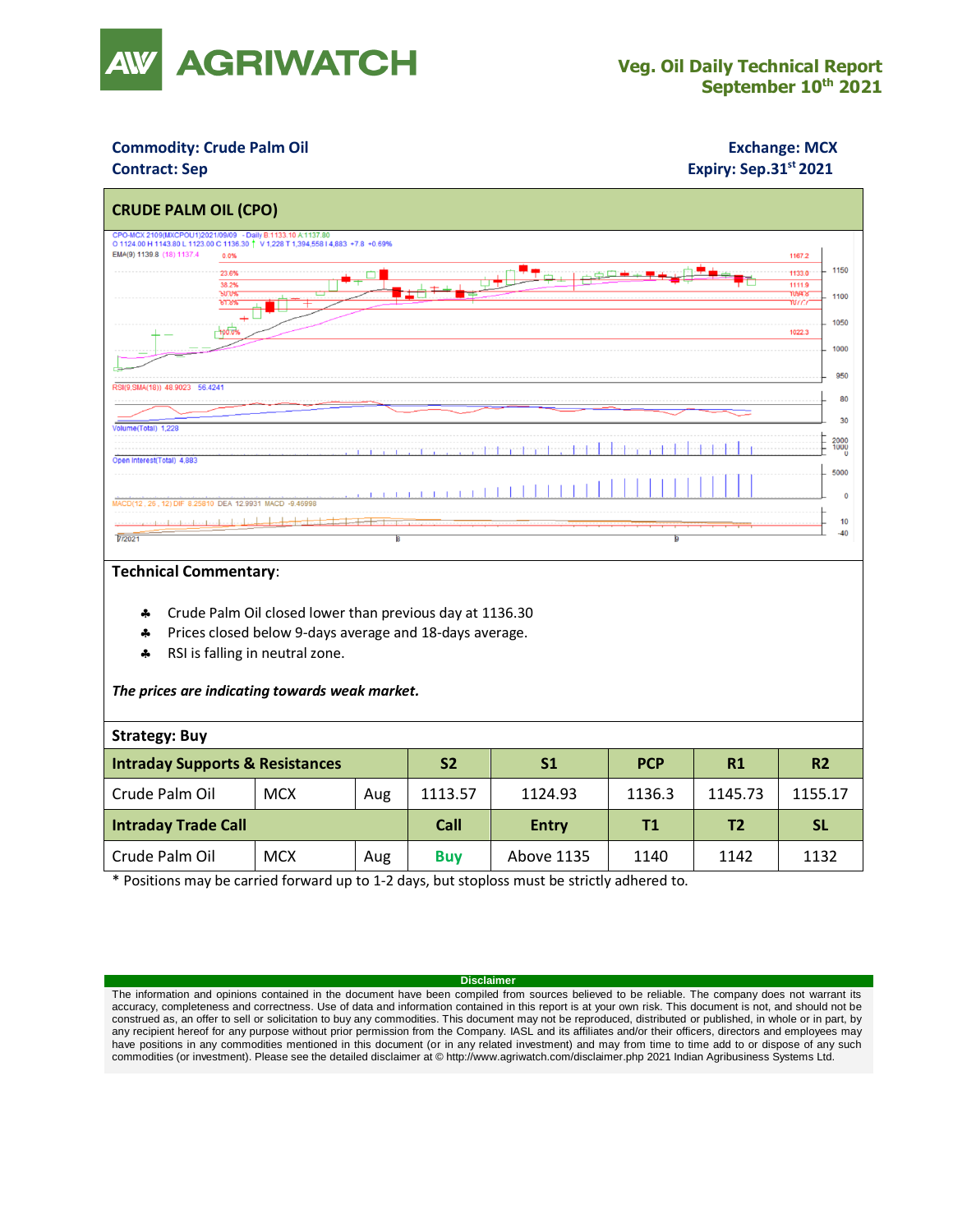Veg. Oil Daily Technical Report
September 10th 2021

**Commodity: Crude Palm Oil**
**Contract: Sep**

**Exchange: MCX**
**Expiry: Sep.31st 2021**

## CRUDE PALM OIL (CPO)

CPO-MCX 2109(MXCPOU1)2021/09/09 - Daily B:1133.10 A:1137.80
O 1124.00 H 1143.80 L 1123.00 C 1136.30 V 1,228 T 1,394,558 I 4,883 +7.8 +0.69%
EMA(9) 1139.8 (18) 1137.4

0.0%
23.6%
38.2%
50.0%
61.8%
100.0%

1167.2
1133.0
1111.9
1094.8
1077.7
1022.3

1150
1100
1050
1000
950

RSI(9,SMA(18)) 48.9023 56.4241

80
30

Volume(Total) 1,228

2000
1000
0

Open Interest(Total) 4,883

5000
0

MACD(12 , 26 , 12) DIF 8.25810 DEA 12.9931 MACD -9.46998

10
-40

7/2021
8
9

**Technical Commentary**:

- Crude Palm Oil closed lower than previous day at 1136.30
- Prices closed below 9-days average and 18-days average.
- RSI is falling in neutral zone.

***The prices are indicating towards weak market.***

**Strategy: Buy**

| Intraday Supports & Resistances | | | S2 | S1 | PCP | R1 | R2 |
|---|---|---|---|---|---|---|---|
| Crude Palm Oil | MCX | Aug | 1113.57 | 1124.93 | 1136.3 | 1145.73 | 1155.17 |
| **Intraday Trade Call** | | | **Call** | **Entry** | **T1** | **T2** | **SL** |
| Crude Palm Oil | MCX | Aug | **Buy** | Above 1135 | 1140 | 1142 | 1132 |

\* Positions may be carried forward up to 1-2 days, but stoploss must be strictly adhered to.

**Disclaimer**

The information and opinions contained in the document have been compiled from sources believed to be reliable. The company does not warrant its accuracy, completeness and correctness. Use of data and information contained in this report is at your own risk. This document is not, and should not be construed as, an offer to sell or solicitation to buy any commodities. This document may not be reproduced, distributed or published, in whole or in part, by any recipient hereof for any purpose without prior permission from the Company. IASL and its affiliates and/or their officers, directors and employees may have positions in any commodities mentioned in this document (or in any related investment) and may from time to time add to or dispose of any such commodities (or investment). Please see the detailed disclaimer at © http://www.agriwatch.com/disclaimer.php 2021 Indian Agribusiness Systems Ltd.